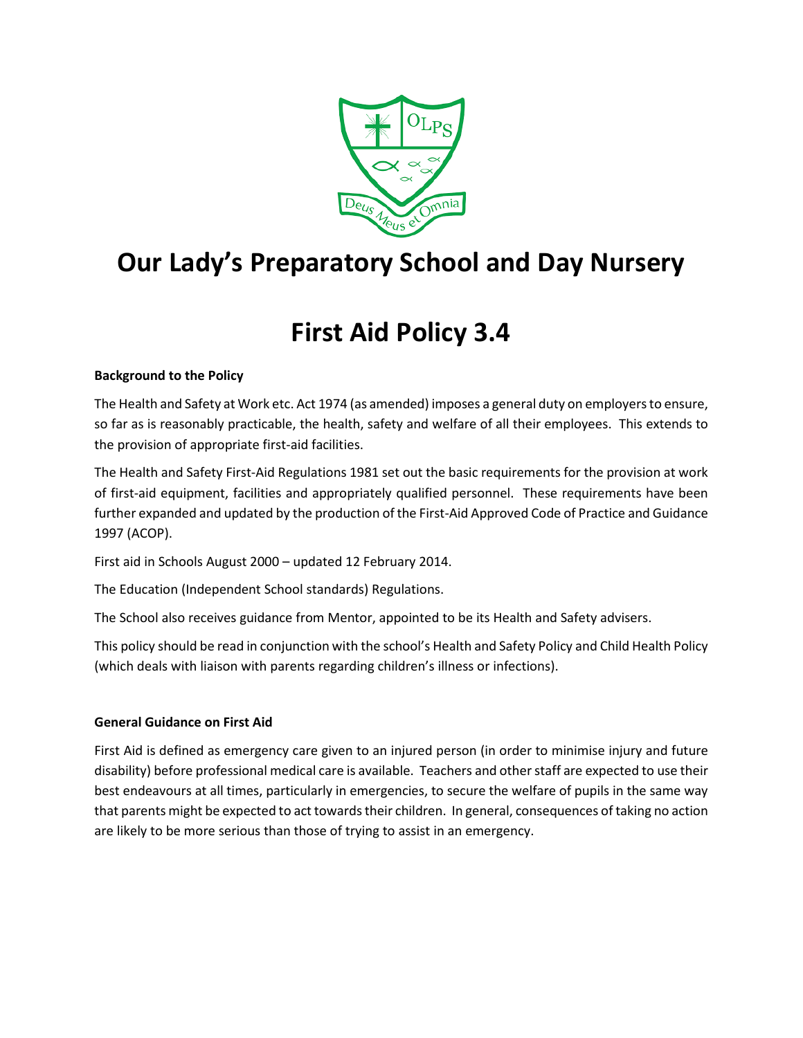# Our Lady's Preparatory School and Day Nursery

# First Aid Policy 3.4

**Background to the Policy**

The Health and Safety at Work etc. Act 1974 (as amended) imposes a general duty on employers to ensure, so far as is reasonably practicable, the health, safety and welfare of all their employees. This extends to the provision of appropriate first-aid facilities.

The Health and Safety First-Aid Regulations 1981 set out the basic requirements for the provision at work of first-aid equipment, facilities and appropriately qualified personnel. These requirements have been further expanded and updated by the production of the First-Aid Approved Code of Practice and Guidance 1997 (ACOP).

First aid in Schools August 2000 – updated 12 February 2014.

The Education (Independent School standards) Regulations.

The School also receives guidance from Mentor, appointed to be its Health and Safety advisers.

This policy should be read in conjunction with the school's Health and Safety Policy and Child Health Policy (which deals with liaison with parents regarding children's illness or infections).

**General Guidance on First Aid**

First Aid is defined as emergency care given to an injured person (in order to minimise injury and future disability) before professional medical care is available. Teachers and other staff are expected to use their best endeavours at all times, particularly in emergencies, to secure the welfare of pupils in the same way that parents might be expected to act towards their children. In general, consequences of taking no action are likely to be more serious than those of trying to assist in an emergency.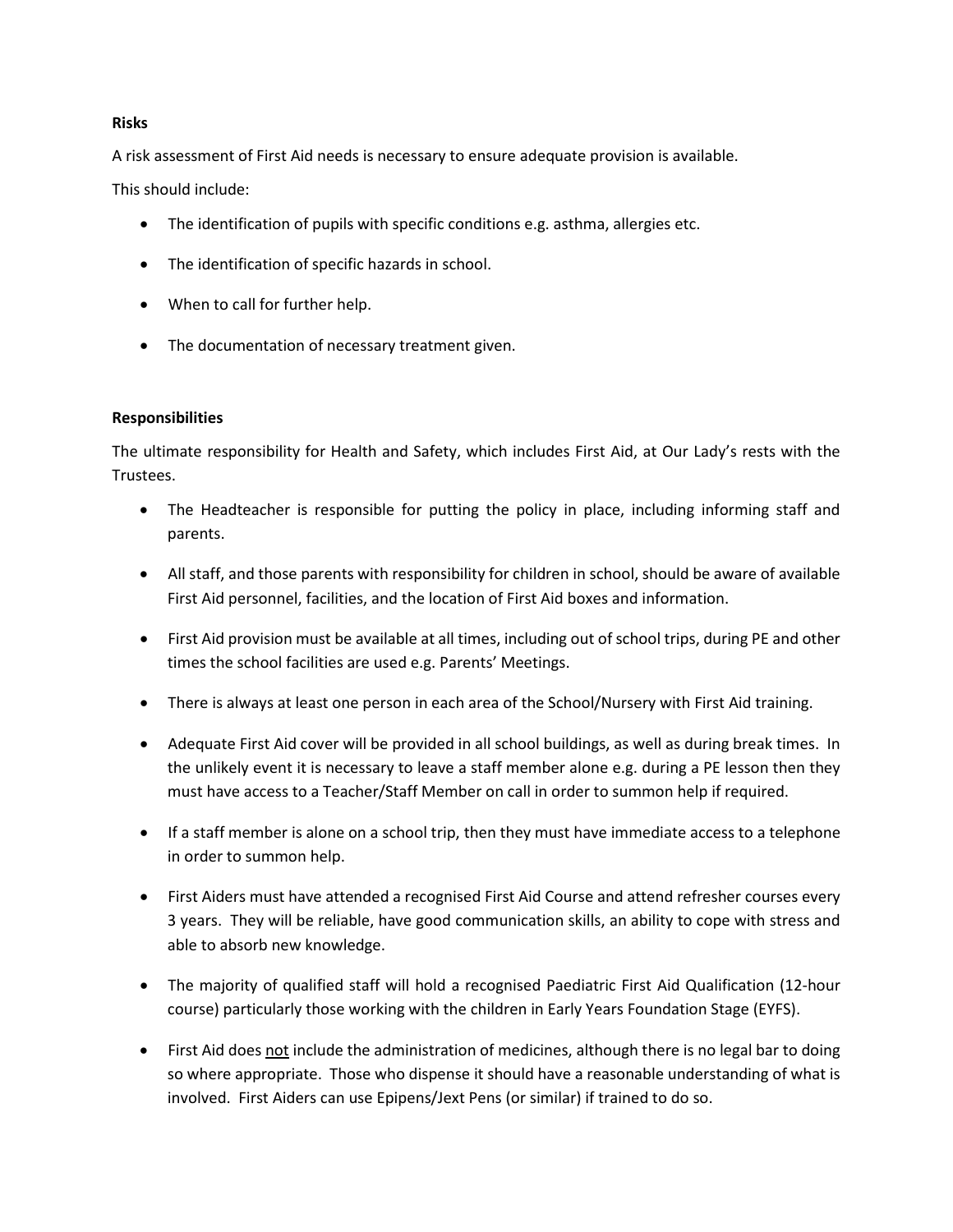**Risks**

A risk assessment of First Aid needs is necessary to ensure adequate provision is available.

This should include:

- The identification of pupils with specific conditions e.g. asthma, allergies etc.
- The identification of specific hazards in school.
- When to call for further help.
- The documentation of necessary treatment given.

**Responsibilities**

The ultimate responsibility for Health and Safety, which includes First Aid, at Our Lady's rests with the Trustees.

- The Headteacher is responsible for putting the policy in place, including informing staff and parents.
- All staff, and those parents with responsibility for children in school, should be aware of available First Aid personnel, facilities, and the location of First Aid boxes and information.
- First Aid provision must be available at all times, including out of school trips, during PE and other times the school facilities are used e.g. Parents' Meetings.
- There is always at least one person in each area of the School/Nursery with First Aid training.
- Adequate First Aid cover will be provided in all school buildings, as well as during break times. In the unlikely event it is necessary to leave a staff member alone e.g. during a PE lesson then they must have access to a Teacher/Staff Member on call in order to summon help if required.
- If a staff member is alone on a school trip, then they must have immediate access to a telephone in order to summon help.
- First Aiders must have attended a recognised First Aid Course and attend refresher courses every 3 years. They will be reliable, have good communication skills, an ability to cope with stress and able to absorb new knowledge.
- The majority of qualified staff will hold a recognised Paediatric First Aid Qualification (12-hour course) particularly those working with the children in Early Years Foundation Stage (EYFS).
- First Aid does <u>not</u> include the administration of medicines, although there is no legal bar to doing so where appropriate. Those who dispense it should have a reasonable understanding of what is involved. First Aiders can use Epipens/Jext Pens (or similar) if trained to do so.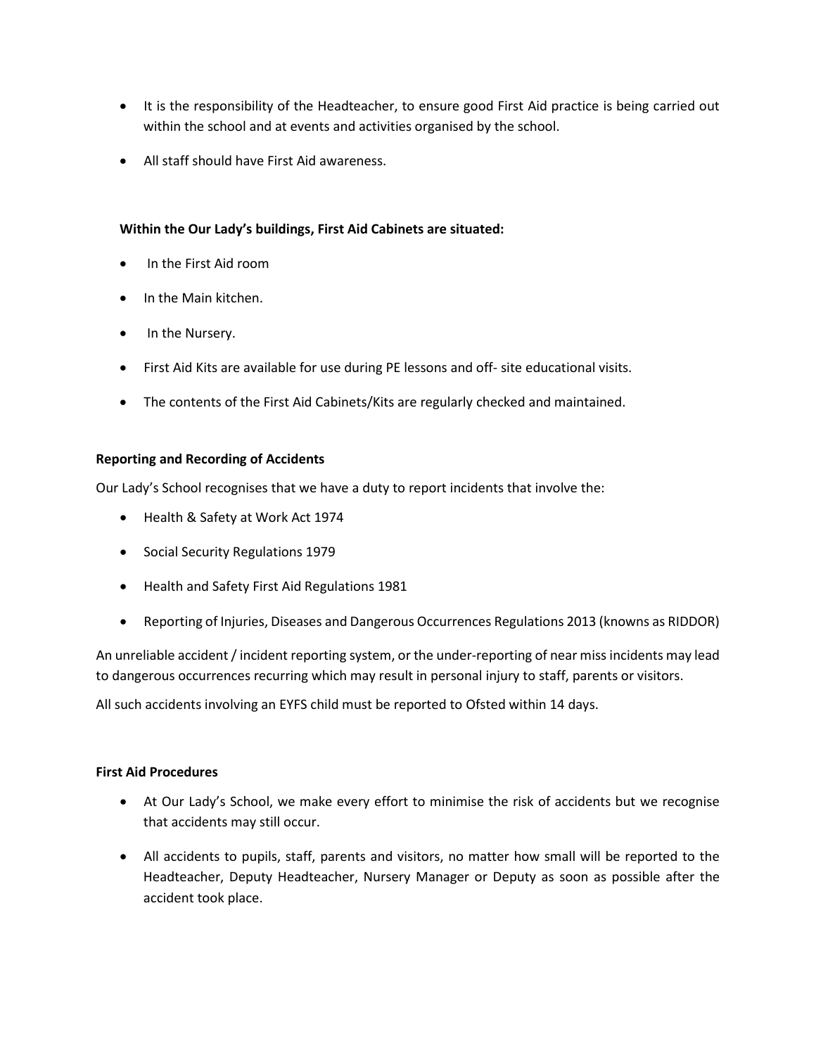- It is the responsibility of the Headteacher, to ensure good First Aid practice is being carried out within the school and at events and activities organised by the school.
- All staff should have First Aid awareness.

**Within the Our Lady's buildings, First Aid Cabinets are situated:**

- In the First Aid room
- In the Main kitchen.
- In the Nursery.
- First Aid Kits are available for use during PE lessons and off- site educational visits.
- The contents of the First Aid Cabinets/Kits are regularly checked and maintained.

**Reporting and Recording of Accidents**

Our Lady's School recognises that we have a duty to report incidents that involve the:

- Health & Safety at Work Act 1974
- Social Security Regulations 1979
- Health and Safety First Aid Regulations 1981
- Reporting of Injuries, Diseases and Dangerous Occurrences Regulations 2013 (knowns as RIDDOR)

An unreliable accident / incident reporting system, or the under-reporting of near miss incidents may lead to dangerous occurrences recurring which may result in personal injury to staff, parents or visitors.

All such accidents involving an EYFS child must be reported to Ofsted within 14 days.

**First Aid Procedures**

- At Our Lady's School, we make every effort to minimise the risk of accidents but we recognise that accidents may still occur.
- All accidents to pupils, staff, parents and visitors, no matter how small will be reported to the Headteacher, Deputy Headteacher, Nursery Manager or Deputy as soon as possible after the accident took place.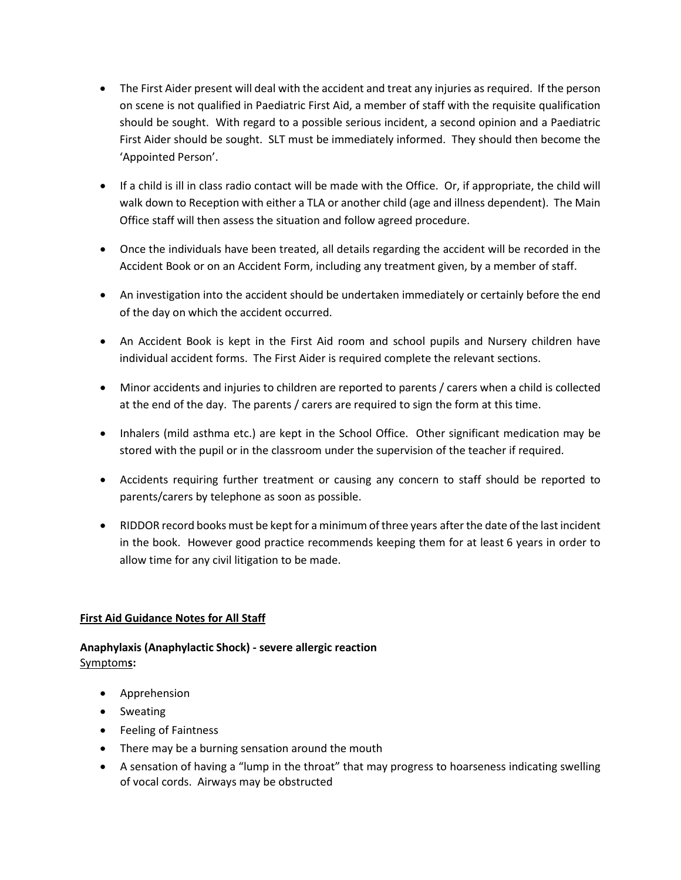- The First Aider present will deal with the accident and treat any injuries as required. If the person on scene is not qualified in Paediatric First Aid, a member of staff with the requisite qualification should be sought. With regard to a possible serious incident, a second opinion and a Paediatric First Aider should be sought. SLT must be immediately informed. They should then become the 'Appointed Person'.
- If a child is ill in class radio contact will be made with the Office. Or, if appropriate, the child will walk down to Reception with either a TLA or another child (age and illness dependent). The Main Office staff will then assess the situation and follow agreed procedure.
- Once the individuals have been treated, all details regarding the accident will be recorded in the Accident Book or on an Accident Form, including any treatment given, by a member of staff.
- An investigation into the accident should be undertaken immediately or certainly before the end of the day on which the accident occurred.
- An Accident Book is kept in the First Aid room and school pupils and Nursery children have individual accident forms. The First Aider is required complete the relevant sections.
- Minor accidents and injuries to children are reported to parents / carers when a child is collected at the end of the day. The parents / carers are required to sign the form at this time.
- Inhalers (mild asthma etc.) are kept in the School Office. Other significant medication may be stored with the pupil or in the classroom under the supervision of the teacher if required.
- Accidents requiring further treatment or causing any concern to staff should be reported to parents/carers by telephone as soon as possible.
- RIDDOR record books must be kept for a minimum of three years after the date of the last incident in the book. However good practice recommends keeping them for at least 6 years in order to allow time for any civil litigation to be made.

## First Aid Guidance Notes for All Staff

### Anaphylaxis (Anaphylactic Shock) - severe allergic reaction

Symptoms:

- Apprehension
- Sweating
- Feeling of Faintness
- There may be a burning sensation around the mouth
- A sensation of having a "lump in the throat" that may progress to hoarseness indicating swelling of vocal cords. Airways may be obstructed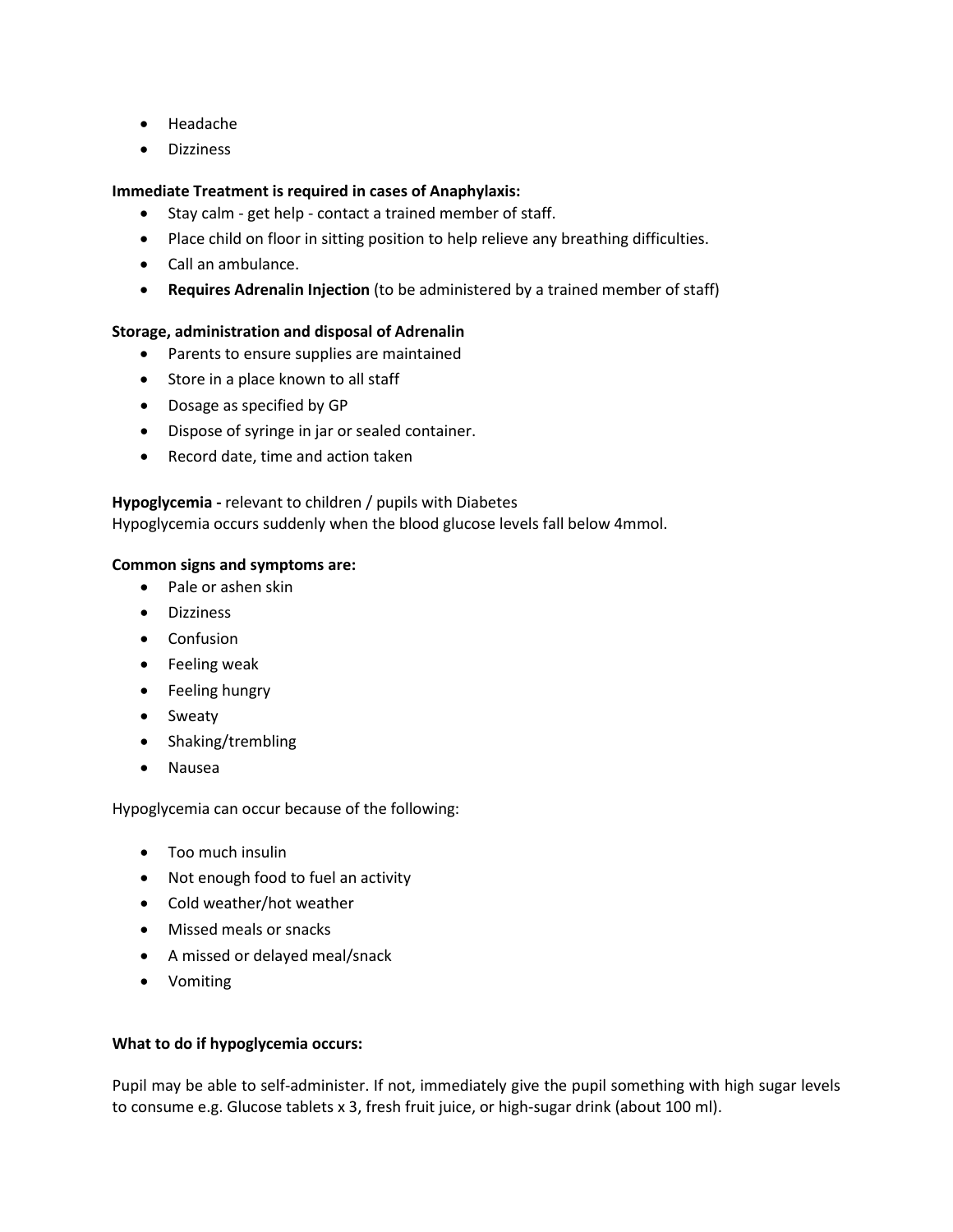- Headache
- Dizziness

**Immediate Treatment is required in cases of Anaphylaxis:**

- Stay calm - get help - contact a trained member of staff.
- Place child on floor in sitting position to help relieve any breathing difficulties.
- Call an ambulance.
- **Requires Adrenalin Injection** (to be administered by a trained member of staff)

**Storage, administration and disposal of Adrenalin**

- Parents to ensure supplies are maintained
- Store in a place known to all staff
- Dosage as specified by GP
- Dispose of syringe in jar or sealed container.
- Record date, time and action taken

**Hypoglycemia -** relevant to children / pupils with Diabetes
Hypoglycemia occurs suddenly when the blood glucose levels fall below 4mmol.

**Common signs and symptoms are:**

- Pale or ashen skin
- Dizziness
- Confusion
- Feeling weak
- Feeling hungry
- Sweaty
- Shaking/trembling
- Nausea

Hypoglycemia can occur because of the following:

- Too much insulin
- Not enough food to fuel an activity
- Cold weather/hot weather
- Missed meals or snacks
- A missed or delayed meal/snack
- Vomiting

**What to do if hypoglycemia occurs:**

Pupil may be able to self-administer. If not, immediately give the pupil something with high sugar levels to consume e.g. Glucose tablets x 3, fresh fruit juice, or high-sugar drink (about 100 ml).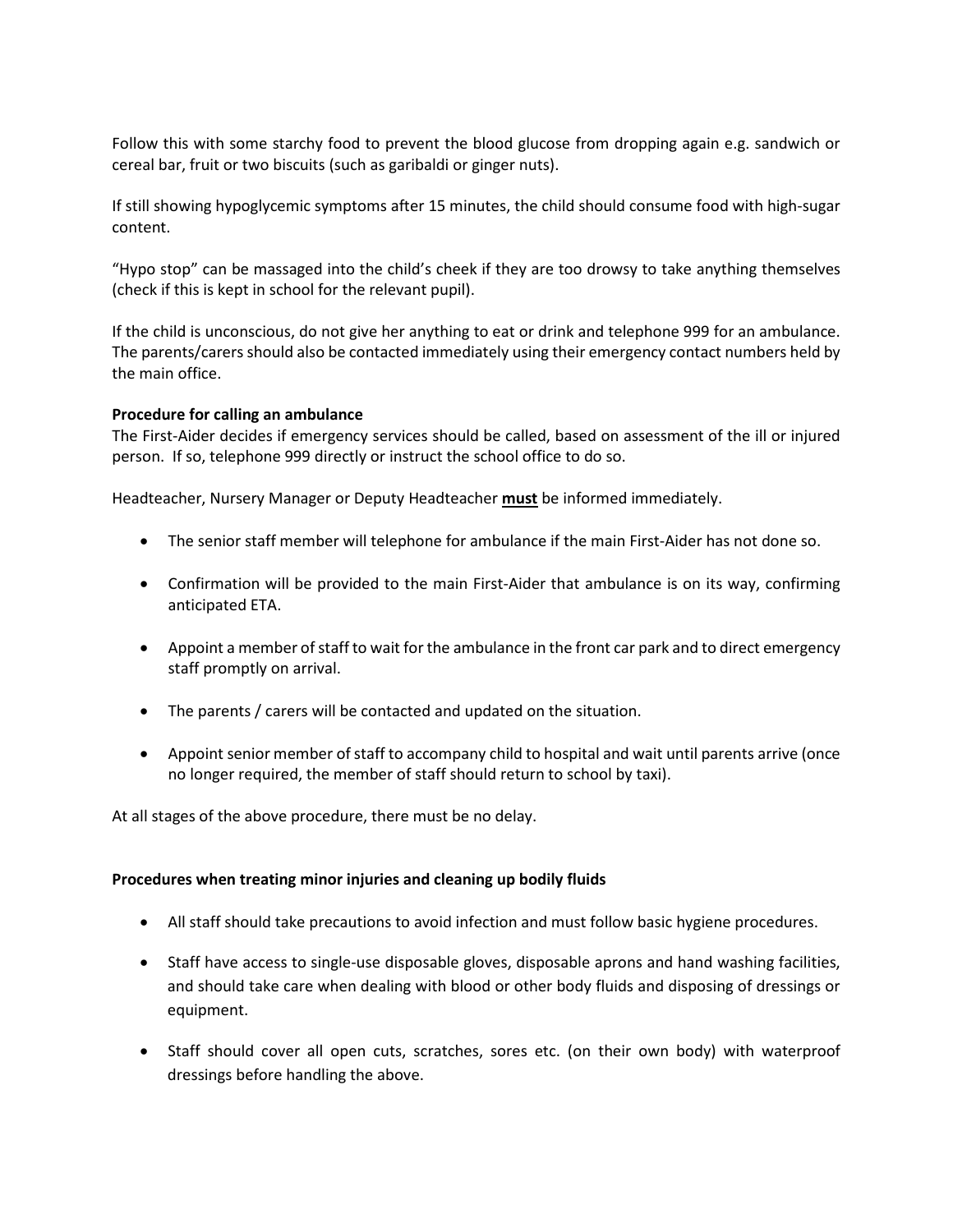Follow this with some starchy food to prevent the blood glucose from dropping again e.g. sandwich or cereal bar, fruit or two biscuits (such as garibaldi or ginger nuts).

If still showing hypoglycemic symptoms after 15 minutes, the child should consume food with high-sugar content.

“Hypo stop” can be massaged into the child’s cheek if they are too drowsy to take anything themselves (check if this is kept in school for the relevant pupil).

If the child is unconscious, do not give her anything to eat or drink and telephone 999 for an ambulance. The parents/carers should also be contacted immediately using their emergency contact numbers held by the main office.

**Procedure for calling an ambulance**

The First-Aider decides if emergency services should be called, based on assessment of the ill or injured person. If so, telephone 999 directly or instruct the school office to do so.

Headteacher, Nursery Manager or Deputy Headteacher **must** be informed immediately.

- The senior staff member will telephone for ambulance if the main First-Aider has not done so.
- Confirmation will be provided to the main First-Aider that ambulance is on its way, confirming anticipated ETA.
- Appoint a member of staff to wait for the ambulance in the front car park and to direct emergency staff promptly on arrival.
- The parents / carers will be contacted and updated on the situation.
- Appoint senior member of staff to accompany child to hospital and wait until parents arrive (once no longer required, the member of staff should return to school by taxi).

At all stages of the above procedure, there must be no delay.

**Procedures when treating minor injuries and cleaning up bodily fluids**

- All staff should take precautions to avoid infection and must follow basic hygiene procedures.
- Staff have access to single-use disposable gloves, disposable aprons and hand washing facilities, and should take care when dealing with blood or other body fluids and disposing of dressings or equipment.
- Staff should cover all open cuts, scratches, sores etc. (on their own body) with waterproof dressings before handling the above.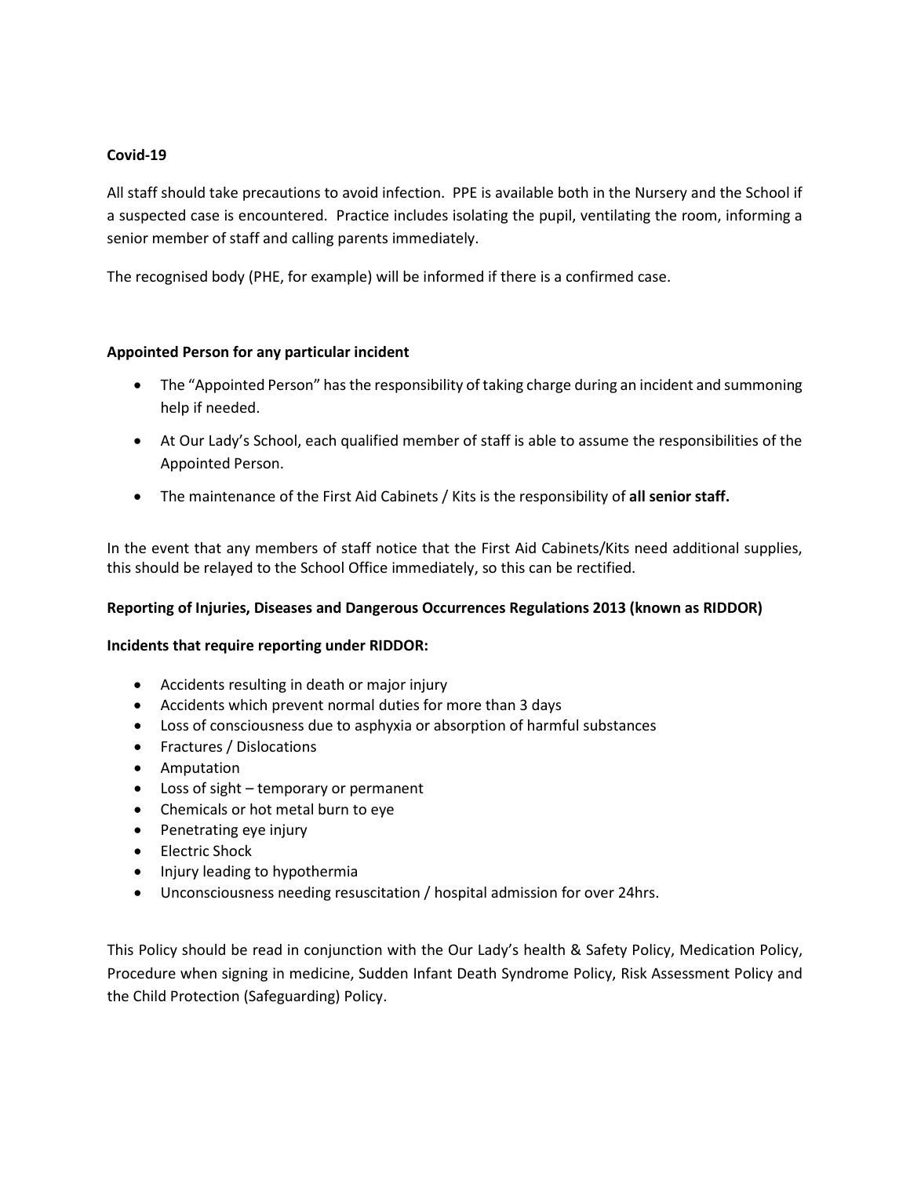**Covid-19**

All staff should take precautions to avoid infection. PPE is available both in the Nursery and the School if a suspected case is encountered. Practice includes isolating the pupil, ventilating the room, informing a senior member of staff and calling parents immediately.

The recognised body (PHE, for example) will be informed if there is a confirmed case.

**Appointed Person for any particular incident**

- The "Appointed Person" has the responsibility of taking charge during an incident and summoning help if needed.
- At Our Lady's School, each qualified member of staff is able to assume the responsibilities of the Appointed Person.
- The maintenance of the First Aid Cabinets / Kits is the responsibility of **all senior staff.**

In the event that any members of staff notice that the First Aid Cabinets/Kits need additional supplies, this should be relayed to the School Office immediately, so this can be rectified.

**Reporting of Injuries, Diseases and Dangerous Occurrences Regulations 2013 (known as RIDDOR)**

**Incidents that require reporting under RIDDOR:**

- Accidents resulting in death or major injury
- Accidents which prevent normal duties for more than 3 days
- Loss of consciousness due to asphyxia or absorption of harmful substances
- Fractures / Dislocations
- Amputation
- Loss of sight – temporary or permanent
- Chemicals or hot metal burn to eye
- Penetrating eye injury
- Electric Shock
- Injury leading to hypothermia
- Unconsciousness needing resuscitation / hospital admission for over 24hrs.

This Policy should be read in conjunction with the Our Lady's health & Safety Policy, Medication Policy, Procedure when signing in medicine, Sudden Infant Death Syndrome Policy, Risk Assessment Policy and the Child Protection (Safeguarding) Policy.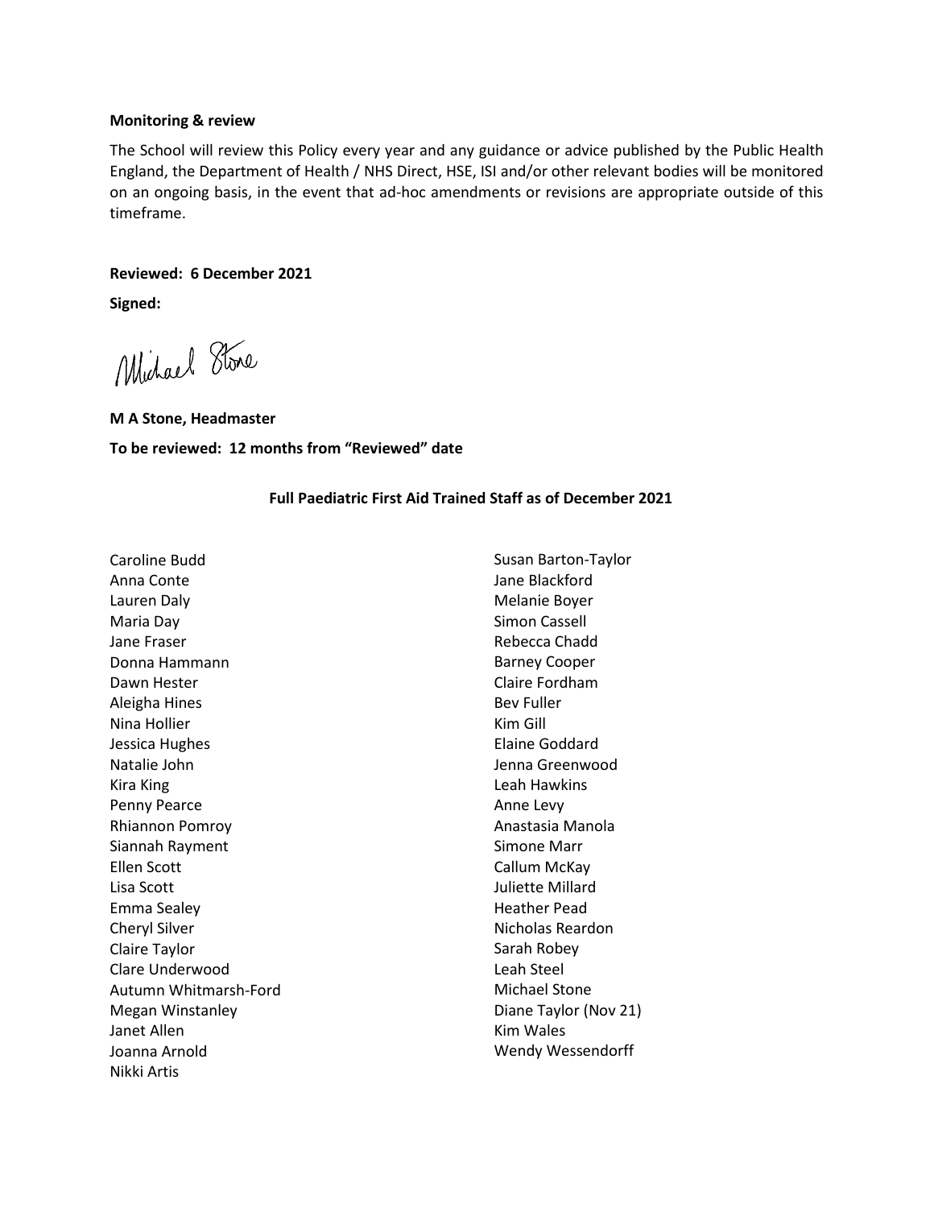**Monitoring & review**

The School will review this Policy every year and any guidance or advice published by the Public Health England, the Department of Health / NHS Direct, HSE, ISI and/or other relevant bodies will be monitored on an ongoing basis, in the event that ad-hoc amendments or revisions are appropriate outside of this timeframe.

**Reviewed: 6 December 2021**

**Signed:**

Michael Stone

**M A Stone, Headmaster**

**To be reviewed: 12 months from "Reviewed" date**

**Full Paediatric First Aid Trained Staff as of December 2021**

Caroline Budd
Anna Conte
Lauren Daly
Maria Day
Jane Fraser
Donna Hammann
Dawn Hester
Aleigha Hines
Nina Hollier
Jessica Hughes
Natalie John
Kira King
Penny Pearce
Rhiannon Pomroy
Siannah Rayment
Ellen Scott
Lisa Scott
Emma Sealey
Cheryl Silver
Claire Taylor
Clare Underwood
Autumn Whitmarsh-Ford
Megan Winstanley
Janet Allen
Joanna Arnold
Nikki Artis
Susan Barton-Taylor
Jane Blackford
Melanie Boyer
Simon Cassell
Rebecca Chadd
Barney Cooper
Claire Fordham
Bev Fuller
Kim Gill
Elaine Goddard
Jenna Greenwood
Leah Hawkins
Anne Levy
Anastasia Manola
Simone Marr
Callum McKay
Juliette Millard
Heather Pead
Nicholas Reardon
Sarah Robey
Leah Steel
Michael Stone
Diane Taylor (Nov 21)
Kim Wales
Wendy Wessendorff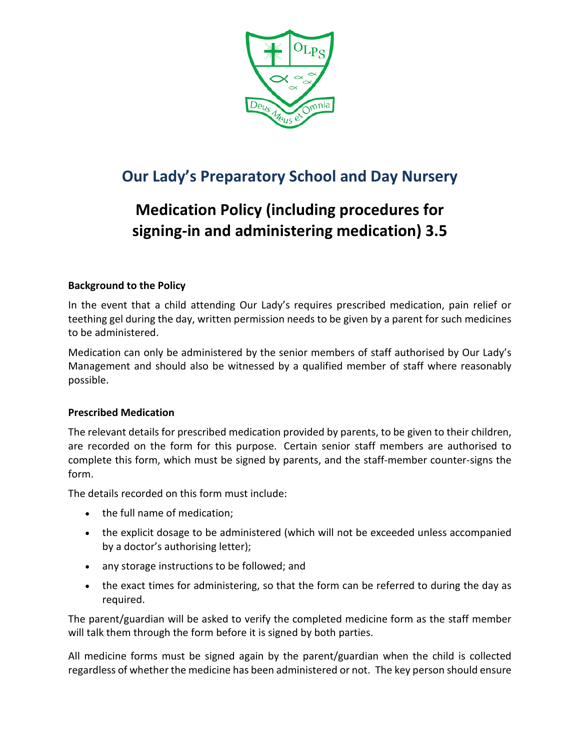# Our Lady's Preparatory School and Day Nursery

## Medication Policy (including procedures for signing-in and administering medication) 3.5

### Background to the Policy

In the event that a child attending Our Lady's requires prescribed medication, pain relief or teething gel during the day, written permission needs to be given by a parent for such medicines to be administered.

Medication can only be administered by the senior members of staff authorised by Our Lady's Management and should also be witnessed by a qualified member of staff where reasonably possible.

### Prescribed Medication

The relevant details for prescribed medication provided by parents, to be given to their children, are recorded on the form for this purpose. Certain senior staff members are authorised to complete this form, which must be signed by parents, and the staff-member counter-signs the form.

The details recorded on this form must include:

- the full name of medication;
- the explicit dosage to be administered (which will not be exceeded unless accompanied by a doctor's authorising letter);
- any storage instructions to be followed; and
- the exact times for administering, so that the form can be referred to during the day as required.

The parent/guardian will be asked to verify the completed medicine form as the staff member will talk them through the form before it is signed by both parties.

All medicine forms must be signed again by the parent/guardian when the child is collected regardless of whether the medicine has been administered or not. The key person should ensure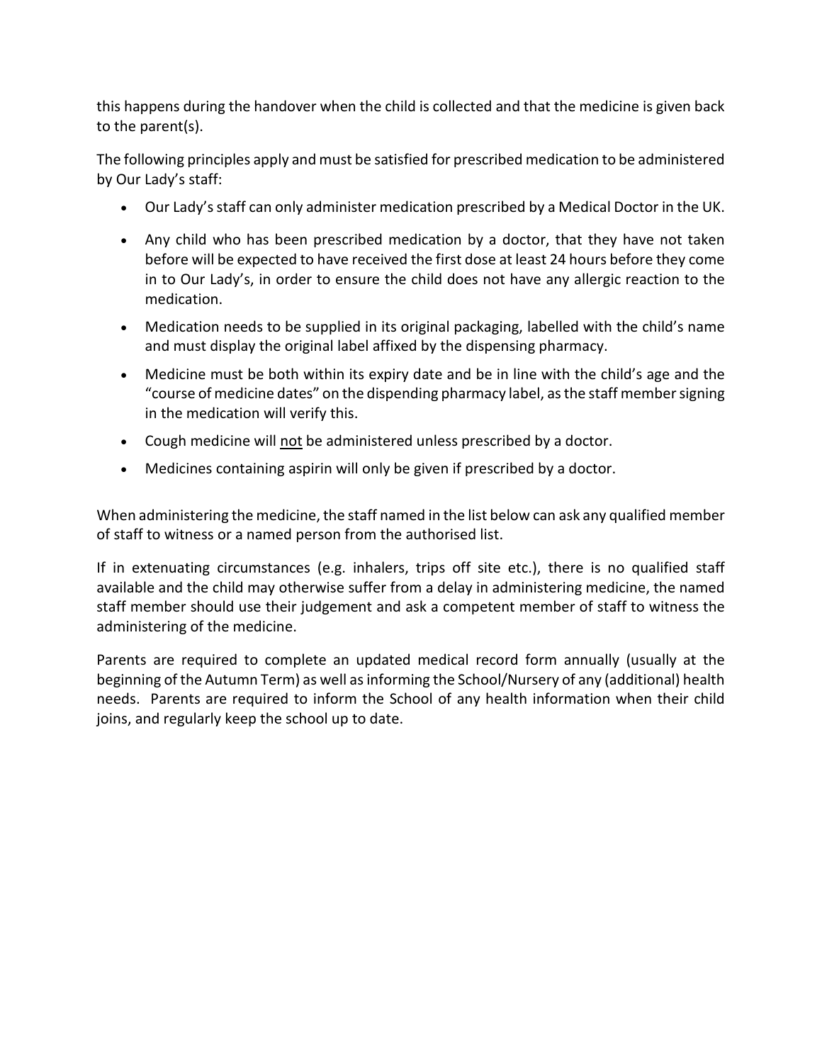this happens during the handover when the child is collected and that the medicine is given back to the parent(s).

The following principles apply and must be satisfied for prescribed medication to be administered by Our Lady's staff:

- Our Lady's staff can only administer medication prescribed by a Medical Doctor in the UK.
- Any child who has been prescribed medication by a doctor, that they have not taken before will be expected to have received the first dose at least 24 hours before they come in to Our Lady's, in order to ensure the child does not have any allergic reaction to the medication.
- Medication needs to be supplied in its original packaging, labelled with the child's name and must display the original label affixed by the dispensing pharmacy.
- Medicine must be both within its expiry date and be in line with the child's age and the "course of medicine dates" on the dispending pharmacy label, as the staff member signing in the medication will verify this.
- Cough medicine will <u>not</u> be administered unless prescribed by a doctor.
- Medicines containing aspirin will only be given if prescribed by a doctor.

When administering the medicine, the staff named in the list below can ask any qualified member of staff to witness or a named person from the authorised list.

If in extenuating circumstances (e.g. inhalers, trips off site etc.), there is no qualified staff available and the child may otherwise suffer from a delay in administering medicine, the named staff member should use their judgement and ask a competent member of staff to witness the administering of the medicine.

Parents are required to complete an updated medical record form annually (usually at the beginning of the Autumn Term) as well as informing the School/Nursery of any (additional) health needs. Parents are required to inform the School of any health information when their child joins, and regularly keep the school up to date.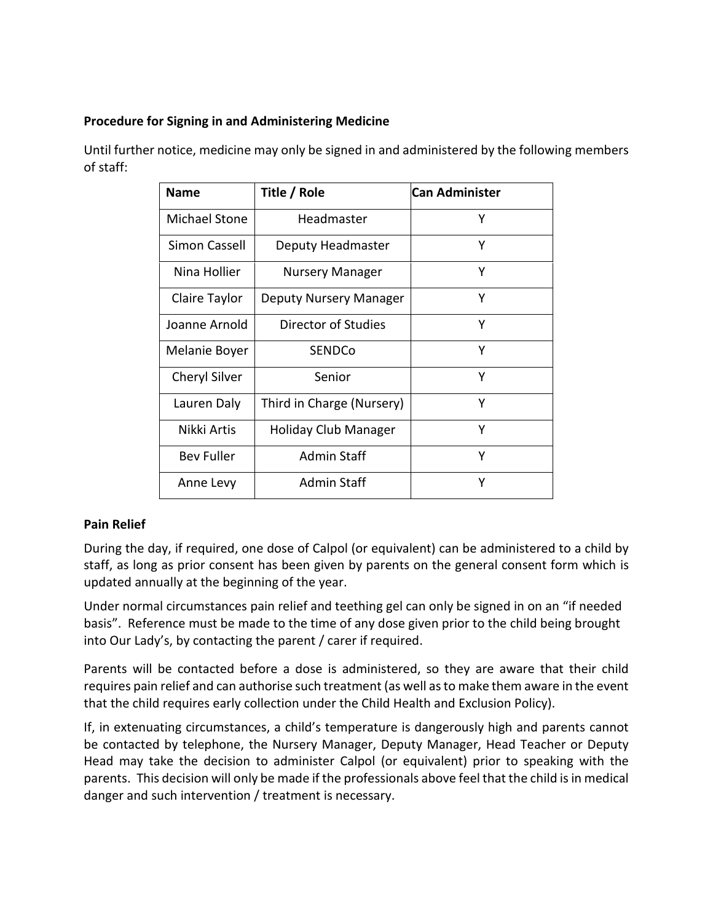**Procedure for Signing in and Administering Medicine**

Until further notice, medicine may only be signed in and administered by the following members of staff:

| Name | Title / Role | Can Administer |
|---|---|---|
| Michael Stone | Headmaster | Y |
| Simon Cassell | Deputy Headmaster | Y |
| Nina Hollier | Nursery Manager | Y |
| Claire Taylor | Deputy Nursery Manager | Y |
| Joanne Arnold | Director of Studies | Y |
| Melanie Boyer | SENDCo | Y |
| Cheryl Silver | Senior | Y |
| Lauren Daly | Third in Charge (Nursery) | Y |
| Nikki Artis | Holiday Club Manager | Y |
| Bev Fuller | Admin Staff | Y |
| Anne Levy | Admin Staff | Y |

**Pain Relief**

During the day, if required, one dose of Calpol (or equivalent) can be administered to a child by staff, as long as prior consent has been given by parents on the general consent form which is updated annually at the beginning of the year.

Under normal circumstances pain relief and teething gel can only be signed in on an "if needed basis". Reference must be made to the time of any dose given prior to the child being brought into Our Lady's, by contacting the parent / carer if required.

Parents will be contacted before a dose is administered, so they are aware that their child requires pain relief and can authorise such treatment (as well as to make them aware in the event that the child requires early collection under the Child Health and Exclusion Policy).

If, in extenuating circumstances, a child's temperature is dangerously high and parents cannot be contacted by telephone, the Nursery Manager, Deputy Manager, Head Teacher or Deputy Head may take the decision to administer Calpol (or equivalent) prior to speaking with the parents. This decision will only be made if the professionals above feel that the child is in medical danger and such intervention / treatment is necessary.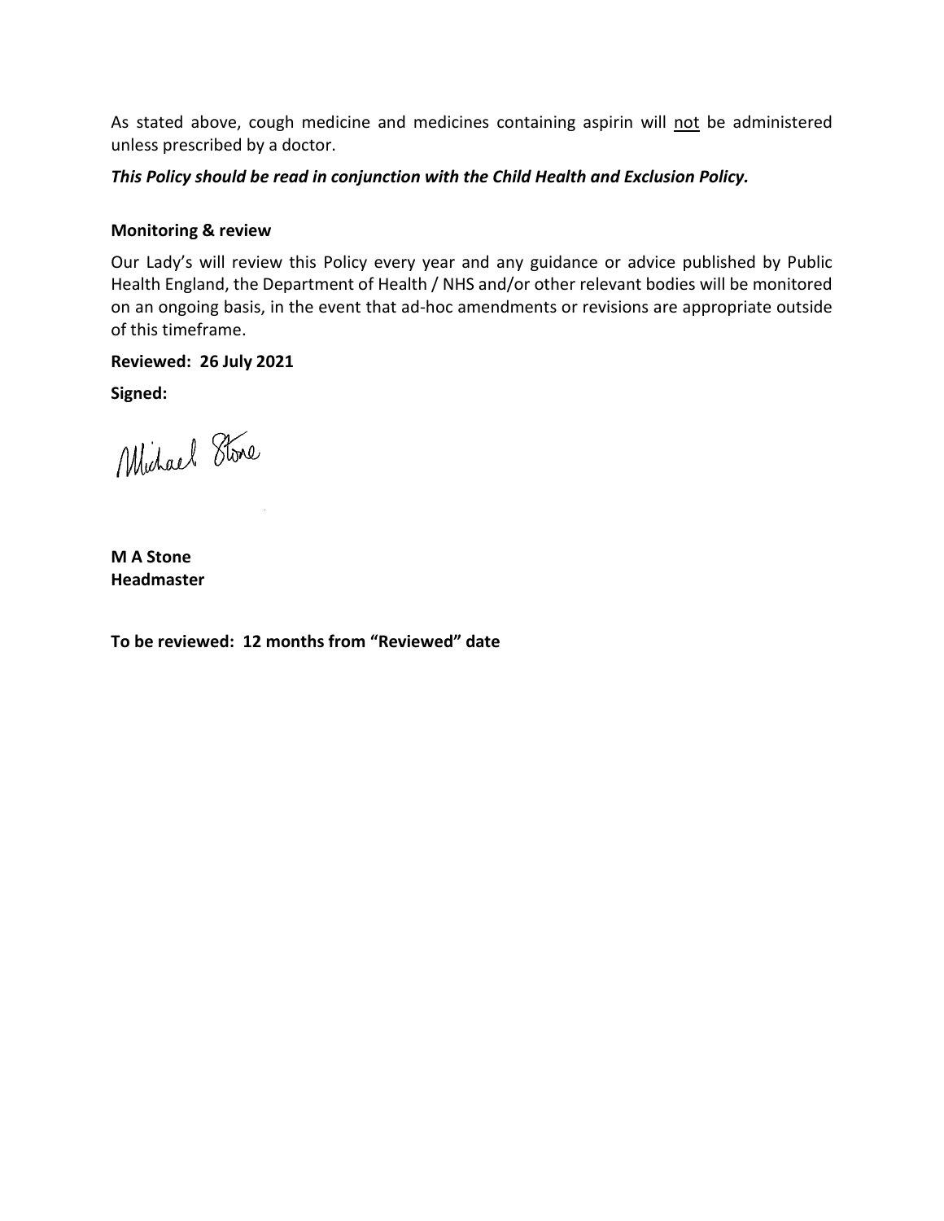As stated above, cough medicine and medicines containing aspirin will <u>not</u> be administered unless prescribed by a doctor.

***This Policy should be read in conjunction with the Child Health and Exclusion Policy.***

**Monitoring & review**

Our Lady's will review this Policy every year and any guidance or advice published by Public Health England, the Department of Health / NHS and/or other relevant bodies will be monitored on an ongoing basis, in the event that ad-hoc amendments or revisions are appropriate outside of this timeframe.

**Reviewed: 26 July 2021**

**Signed:**

Michael Stone

**M A Stone**
**Headmaster**

**To be reviewed: 12 months from "Reviewed" date**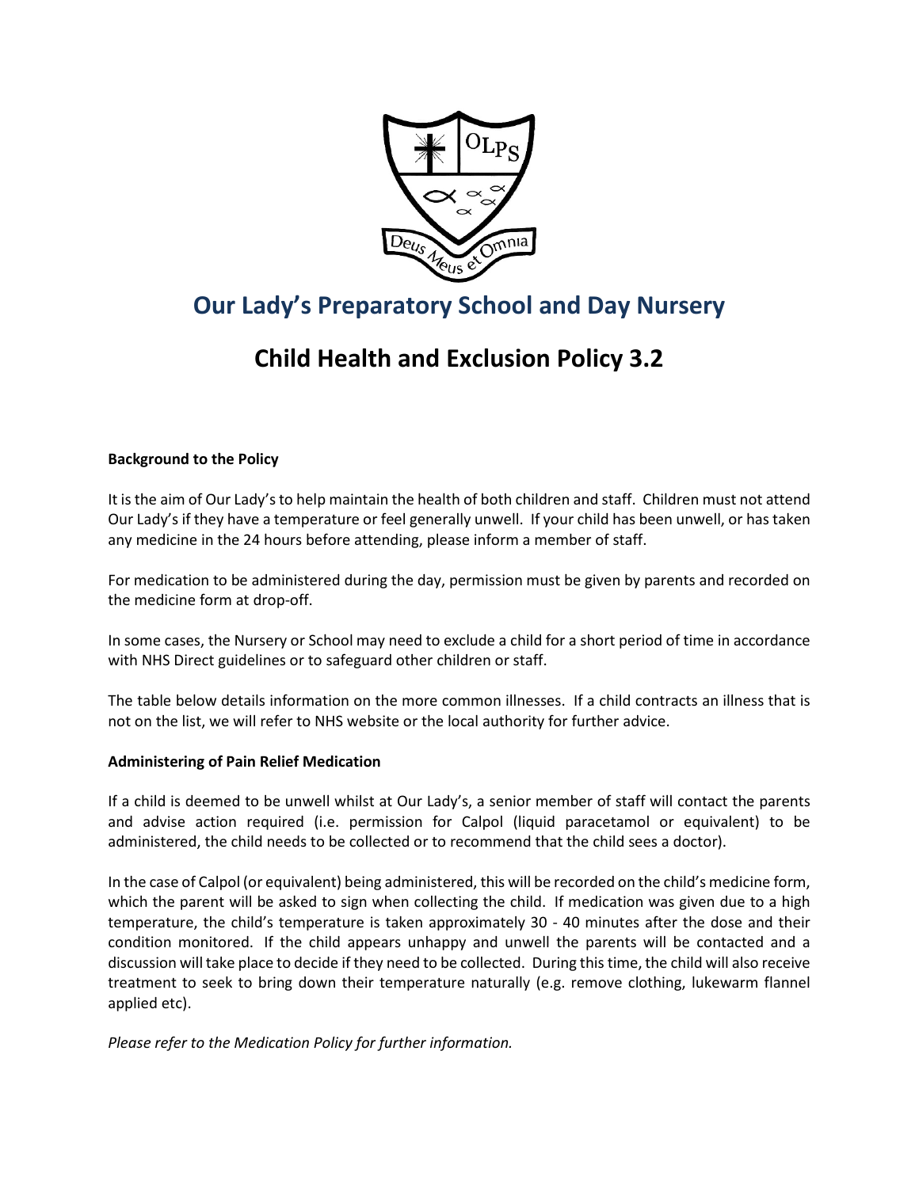# Our Lady's Preparatory School and Day Nursery

## Child Health and Exclusion Policy 3.2

**Background to the Policy**

It is the aim of Our Lady's to help maintain the health of both children and staff. Children must not attend Our Lady's if they have a temperature or feel generally unwell. If your child has been unwell, or has taken any medicine in the 24 hours before attending, please inform a member of staff.

For medication to be administered during the day, permission must be given by parents and recorded on the medicine form at drop-off.

In some cases, the Nursery or School may need to exclude a child for a short period of time in accordance with NHS Direct guidelines or to safeguard other children or staff.

The table below details information on the more common illnesses. If a child contracts an illness that is not on the list, we will refer to NHS website or the local authority for further advice.

**Administering of Pain Relief Medication**

If a child is deemed to be unwell whilst at Our Lady's, a senior member of staff will contact the parents and advise action required (i.e. permission for Calpol (liquid paracetamol or equivalent) to be administered, the child needs to be collected or to recommend that the child sees a doctor).

In the case of Calpol (or equivalent) being administered, this will be recorded on the child's medicine form, which the parent will be asked to sign when collecting the child. If medication was given due to a high temperature, the child's temperature is taken approximately 30 - 40 minutes after the dose and their condition monitored. If the child appears unhappy and unwell the parents will be contacted and a discussion will take place to decide if they need to be collected. During this time, the child will also receive treatment to seek to bring down their temperature naturally (e.g. remove clothing, lukewarm flannel applied etc).

*Please refer to the Medication Policy for further information.*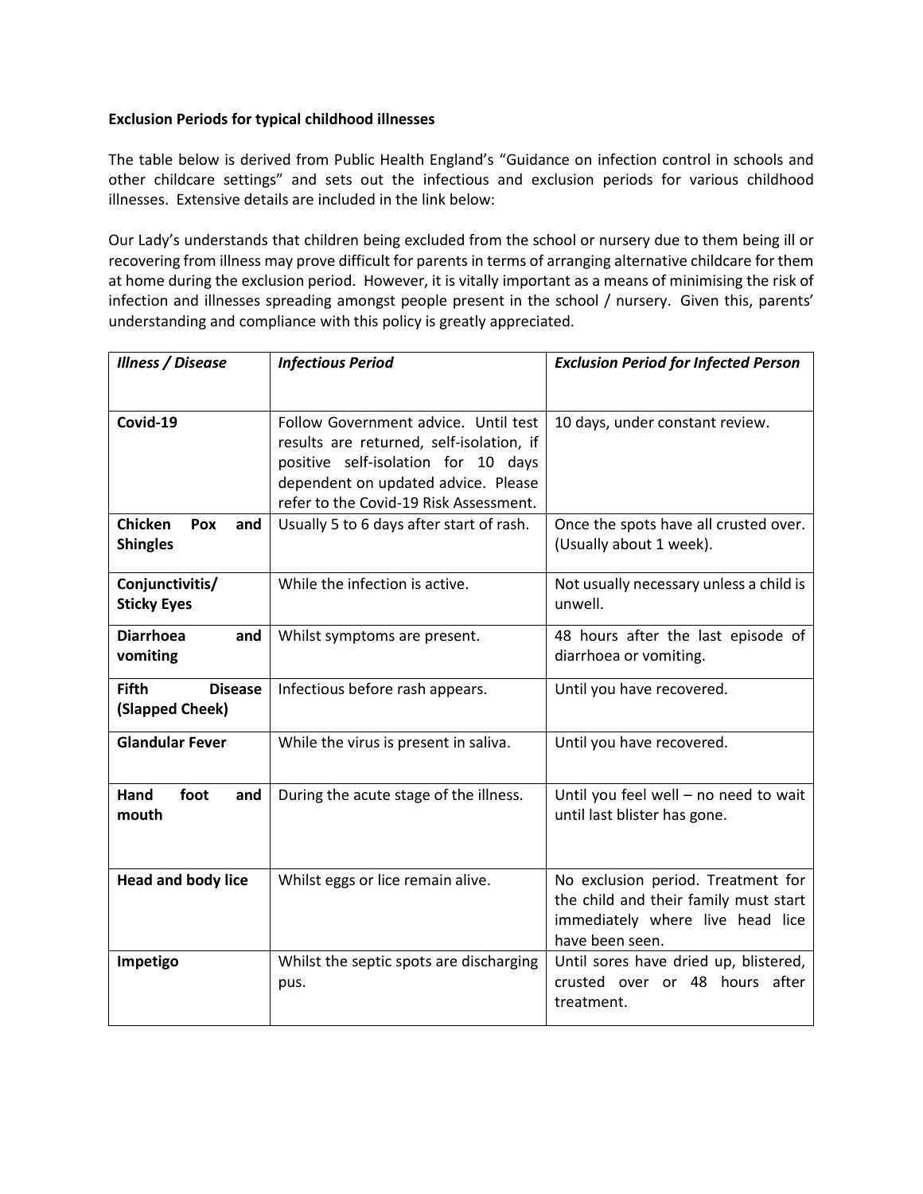**Exclusion Periods for typical childhood illnesses**

The table below is derived from Public Health England's "Guidance on infection control in schools and other childcare settings" and sets out the infectious and exclusion periods for various childhood illnesses. Extensive details are included in the link below:

Our Lady's understands that children being excluded from the school or nursery due to them being ill or recovering from illness may prove difficult for parents in terms of arranging alternative childcare for them at home during the exclusion period. However, it is vitally important as a means of minimising the risk of infection and illnesses spreading amongst people present in the school / nursery. Given this, parents' understanding and compliance with this policy is greatly appreciated.

| ***Illness / Disease*** | ***Infectious Period*** | ***Exclusion Period for Infected Person*** |
|---|---|---|
| **Covid-19** | Follow Government advice. Until test results are returned, self-isolation, if positive self-isolation for 10 days dependent on updated advice. Please refer to the Covid-19 Risk Assessment. | 10 days, under constant review. |
| **Chicken Pox and Shingles** | Usually 5 to 6 days after start of rash. | Once the spots have all crusted over. (Usually about 1 week). |
| **Conjunctivitis/ Sticky Eyes** | While the infection is active. | Not usually necessary unless a child is unwell. |
| **Diarrhoea and vomiting** | Whilst symptoms are present. | 48 hours after the last episode of diarrhoea or vomiting. |
| **Fifth Disease (Slapped Cheek)** | Infectious before rash appears. | Until you have recovered. |
| **Glandular Fever** | While the virus is present in saliva. | Until you have recovered. |
| **Hand foot and mouth** | During the acute stage of the illness. | Until you feel well – no need to wait until last blister has gone. |
| **Head and body lice** | Whilst eggs or lice remain alive. | No exclusion period. Treatment for the child and their family must start immediately where live head lice have been seen. |
| **Impetigo** | Whilst the septic spots are discharging pus. | Until sores have dried up, blistered, crusted over or 48 hours after treatment. |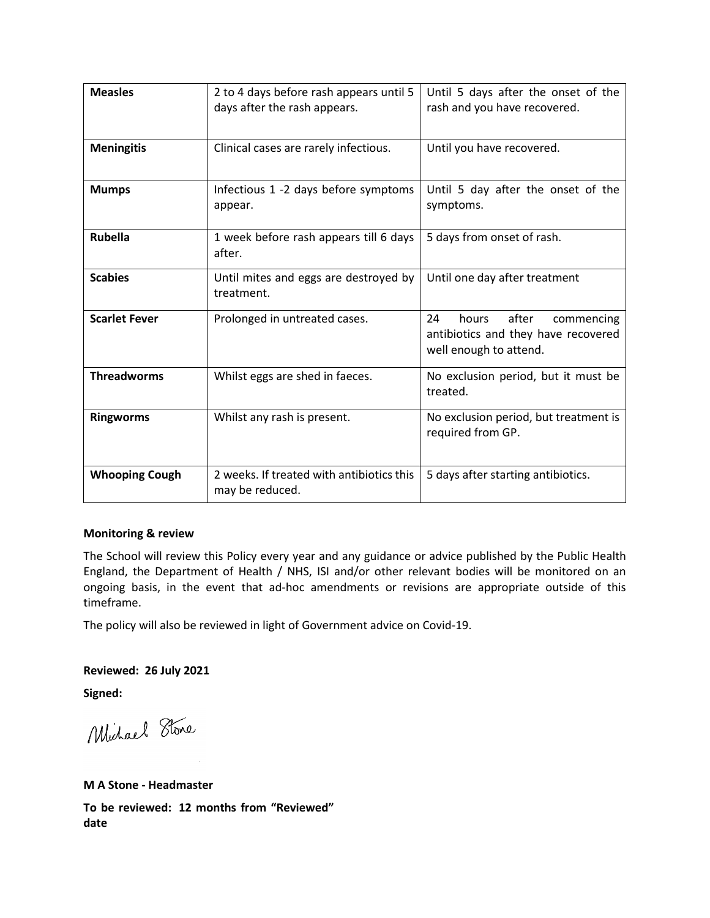| | | |
|---|---|---|
| **Measles** | 2 to 4 days before rash appears until 5 days after the rash appears. | Until 5 days after the onset of the rash and you have recovered. |
| **Meningitis** | Clinical cases are rarely infectious. | Until you have recovered. |
| **Mumps** | Infectious 1 -2 days before symptoms appear. | Until 5 day after the onset of the symptoms. |
| **Rubella** | 1 week before rash appears till 6 days after. | 5 days from onset of rash. |
| **Scabies** | Until mites and eggs are destroyed by treatment. | Until one day after treatment |
| **Scarlet Fever** | Prolonged in untreated cases. | 24 hours after commencing antibiotics and they have recovered well enough to attend. |
| **Threadworms** | Whilst eggs are shed in faeces. | No exclusion period, but it must be treated. |
| **Ringworms** | Whilst any rash is present. | No exclusion period, but treatment is required from GP. |
| **Whooping Cough** | 2 weeks. If treated with antibiotics this may be reduced. | 5 days after starting antibiotics. |

**Monitoring & review**

The School will review this Policy every year and any guidance or advice published by the Public Health England, the Department of Health / NHS, ISI and/or other relevant bodies will be monitored on an ongoing basis, in the event that ad-hoc amendments or revisions are appropriate outside of this timeframe.

The policy will also be reviewed in light of Government advice on Covid-19.

**Reviewed: 26 July 2021**

**Signed:**

Michael Stone

**M A Stone - Headmaster**

**To be reviewed: 12 months from "Reviewed" date**